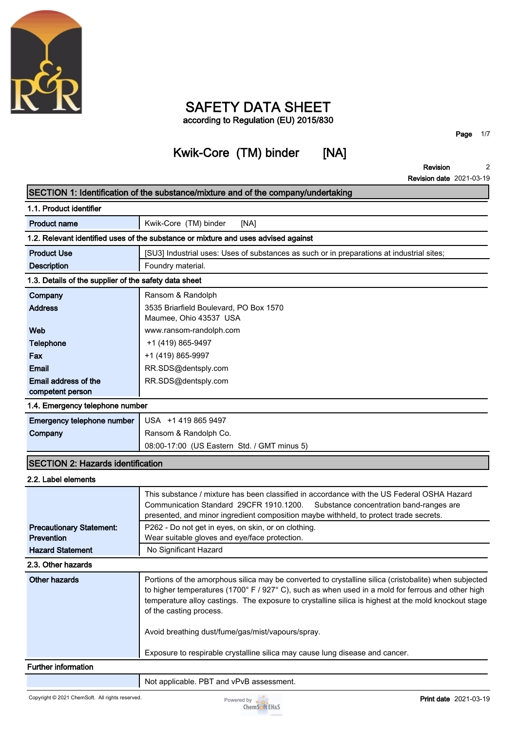# SAFETY DATA SHEET

according to Regulation (EU) 2015/830

## Kwik-Core (TM) binder [NA]

**Revision** 2
**Revision date** 2021-03-19

## SECTION 1: Identification of the substance/mixture and of the company/undertaking

### 1.1. Product identifier

| | |
|---|---|
| **Product name** | Kwik-Core (TM) binder [NA] |

### 1.2. Relevant identified uses of the substance or mixture and uses advised against

| | |
|---|---|
| **Product Use** | [SU3] Industrial uses: Uses of substances as such or in preparations at industrial sites; |
| **Description** | Foundry material. |

### 1.3. Details of the supplier of the safety data sheet

| | |
|---|---|
| **Company** | Ransom & Randolph |
| **Address** | 3535 Briarfield Boulevard, PO Box 1570<br>Maumee, Ohio 43537 USA |
| **Web** | www.ransom-randolph.com |
| **Telephone** | +1 (419) 865-9497 |
| **Fax** | +1 (419) 865-9997 |
| **Email** | RR.SDS@dentsply.com |
| **Email address of the competent person** | RR.SDS@dentsply.com |

### 1.4. Emergency telephone number

| | |
|---|---|
| **Emergency telephone number** | USA +1 419 865 9497 |
| **Company** | Ransom & Randolph Co. |
| | 08:00-17:00 (US Eastern Std. / GMT minus 5) |

## SECTION 2: Hazards identification

### 2.2. Label elements

| | |
|---|---|
| | This substance / mixture has been classified in accordance with the US Federal OSHA Hazard Communication Standard 29CFR 1910.1200. Substance concentration band-ranges are presented, and minor ingredient composition maybe withheld, to protect trade secrets. |
| **Precautionary Statement: Prevention** | P262 - Do not get in eyes, on skin, or on clothing.<br>Wear suitable gloves and eye/face protection. |
| **Hazard Statement** | No Significant Hazard |

### 2.3. Other hazards

| | |
|---|---|
| **Other hazards** | Portions of the amorphous silica may be converted to crystalline silica (cristobalite) when subjected to higher temperatures (1700° F / 927° C), such as when used in a mold for ferrous and other high temperature alloy castings. The exposure to crystalline silica is highest at the mold knockout stage of the casting process.<br><br>Avoid breathing dust/fume/gas/mist/vapours/spray.<br><br>Exposure to respirable crystalline silica may cause lung disease and cancer. |

### Further information

| | |
|---|---|
| | Not applicable. PBT and vPvB assessment. |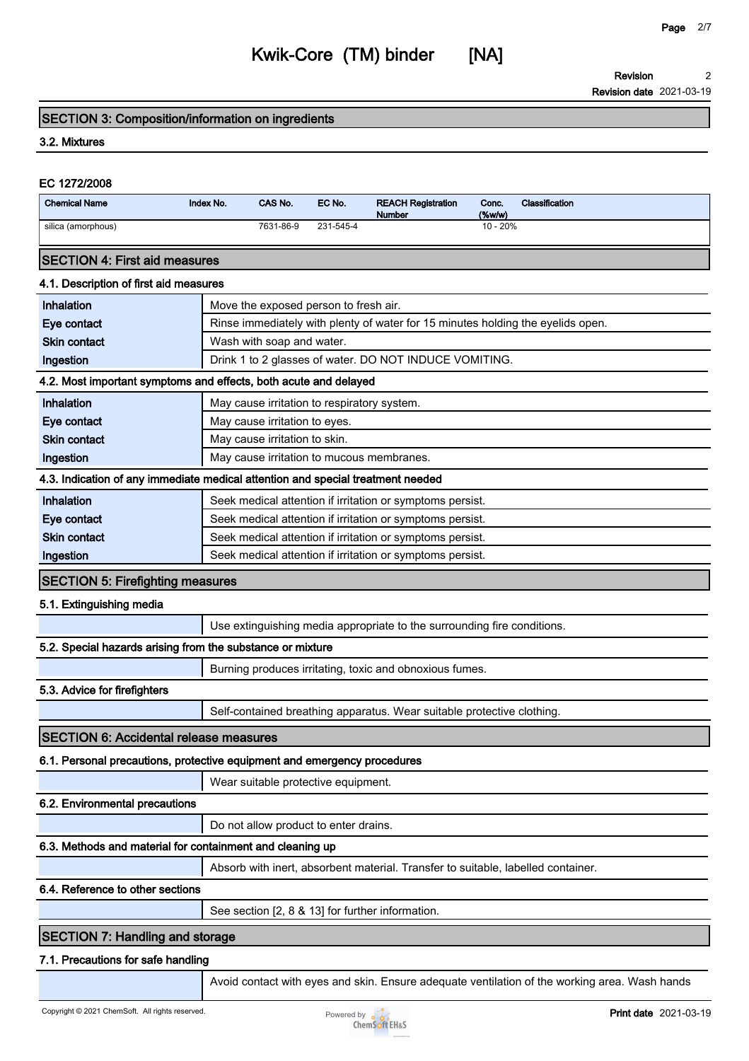## SECTION 3: Composition/information on ingredients

### 3.2. Mixtures

**EC 1272/2008**

| Chemical Name | Index No. | CAS No. | EC No. | REACH Registration Number | Conc. (%w/w) | Classification |
|---|---|---|---|---|---|---|
| silica (amorphous) | | 7631-86-9 | 231-545-4 | | 10 - 20% | |

## SECTION 4: First aid measures

### 4.1. Description of first aid measures

| | |
|---|---|
| **Inhalation** | Move the exposed person to fresh air. |
| **Eye contact** | Rinse immediately with plenty of water for 15 minutes holding the eyelids open. |
| **Skin contact** | Wash with soap and water. |
| **Ingestion** | Drink 1 to 2 glasses of water. DO NOT INDUCE VOMITING. |

### 4.2. Most important symptoms and effects, both acute and delayed

| | |
|---|---|
| **Inhalation** | May cause irritation to respiratory system. |
| **Eye contact** | May cause irritation to eyes. |
| **Skin contact** | May cause irritation to skin. |
| **Ingestion** | May cause irritation to mucous membranes. |

### 4.3. Indication of any immediate medical attention and special treatment needed

| | |
|---|---|
| **Inhalation** | Seek medical attention if irritation or symptoms persist. |
| **Eye contact** | Seek medical attention if irritation or symptoms persist. |
| **Skin contact** | Seek medical attention if irritation or symptoms persist. |
| **Ingestion** | Seek medical attention if irritation or symptoms persist. |

## SECTION 5: Firefighting measures

### 5.1. Extinguishing media

Use extinguishing media appropriate to the surrounding fire conditions.

### 5.2. Special hazards arising from the substance or mixture

Burning produces irritating, toxic and obnoxious fumes.

### 5.3. Advice for firefighters

Self-contained breathing apparatus. Wear suitable protective clothing.

## SECTION 6: Accidental release measures

### 6.1. Personal precautions, protective equipment and emergency procedures

Wear suitable protective equipment.

### 6.2. Environmental precautions

Do not allow product to enter drains.

### 6.3. Methods and material for containment and cleaning up

Absorb with inert, absorbent material. Transfer to suitable, labelled container.

### 6.4. Reference to other sections

See section [2, 8 & 13] for further information.

## SECTION 7: Handling and storage

### 7.1. Precautions for safe handling

Avoid contact with eyes and skin. Ensure adequate ventilation of the working area. Wash hands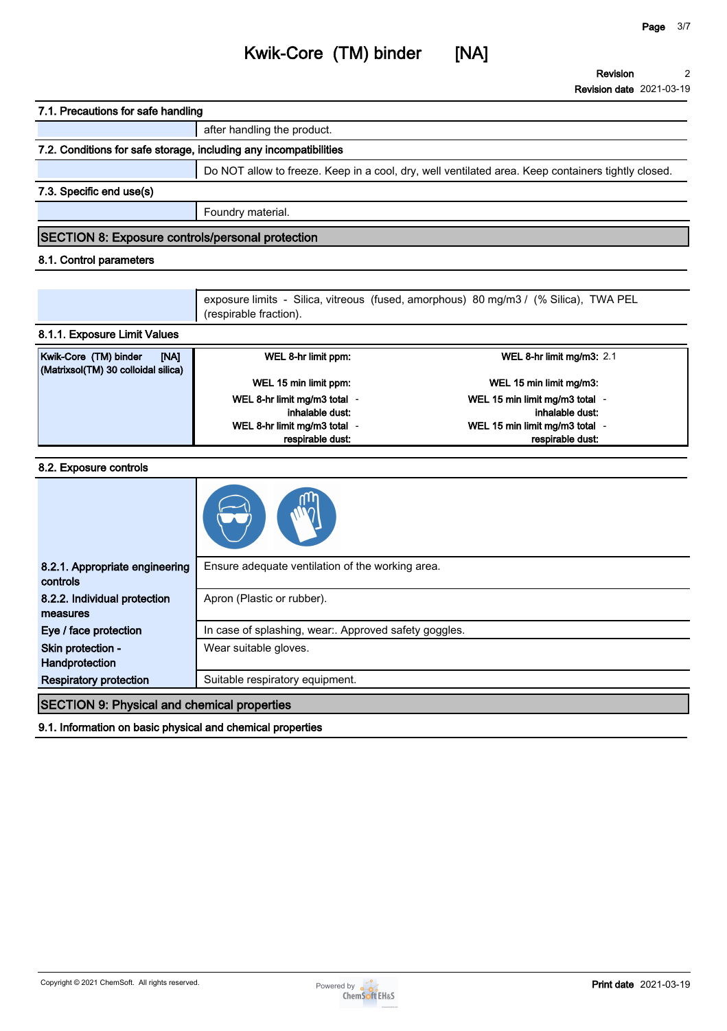### 7.1. Precautions for safe handling

| | |
|---|---|
| | after handling the product. |

### 7.2. Conditions for safe storage, including any incompatibilities

| | |
|---|---|
| | Do NOT allow to freeze. Keep in a cool, dry, well ventilated area. Keep containers tightly closed. |

### 7.3. Specific end use(s)

| | |
|---|---|
| | Foundry material. |

## SECTION 8: Exposure controls/personal protection

### 8.1. Control parameters

| | |
|---|---|
| | exposure limits - Silica, vitreous (fused, amorphous) 80 mg/m3 / (% Silica), TWA PEL (respirable fraction). |

### 8.1.1. Exposure Limit Values

| Kwik-Core (TM) binder [NA] (Matrixsol(TM) 30 colloidal silica) | | |
|---|---|---|
| | **WEL 8-hr limit ppm:** | **WEL 8-hr limit mg/m3:** 2.1 |
| | **WEL 15 min limit ppm:** | **WEL 15 min limit mg/m3:** |
| | **WEL 8-hr limit mg/m3 total inhalable dust:** - | **WEL 15 min limit mg/m3 total inhalable dust:** - |
| | **WEL 8-hr limit mg/m3 total respirable dust:** - | **WEL 15 min limit mg/m3 total respirable dust:** - |

### 8.2. Exposure controls

| | |
|---|---|
| **8.2.1. Appropriate engineering controls** | Ensure adequate ventilation of the working area. |
| **8.2.2. Individual protection measures** | Apron (Plastic or rubber). |
| **Eye / face protection** | In case of splashing, wear:. Approved safety goggles. |
| **Skin protection - Handprotection** | Wear suitable gloves. |
| **Respiratory protection** | Suitable respiratory equipment. |

## SECTION 9: Physical and chemical properties

### 9.1. Information on basic physical and chemical properties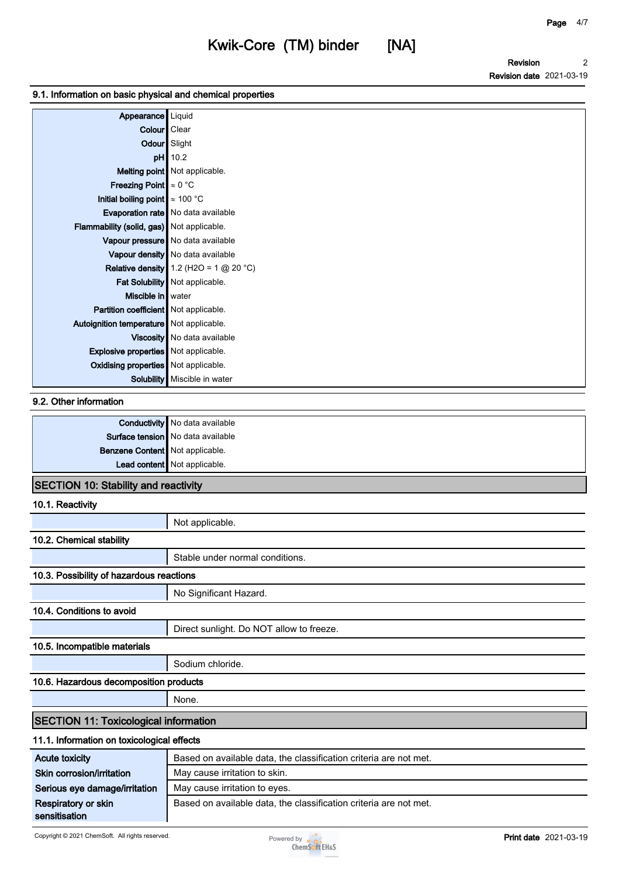### 9.1. Information on basic physical and chemical properties

| Property | Value |
|---|---|
| Appearance | Liquid |
| Colour | Clear |
| Odour | Slight |
| pH | 10.2 |
| Melting point | Not applicable. |
| Freezing Point | ≈ 0 °C |
| Initial boiling point | ≈ 100 °C |
| Evaporation rate | No data available |
| Flammability (solid, gas) | Not applicable. |
| Vapour pressure | No data available |
| Vapour density | No data available |
| Relative density | 1.2 ($H_2O$ = 1 @ 20 °C) |
| Fat Solubility | Not applicable. |
| Miscible in | water |
| Partition coefficient | Not applicable. |
| Autoignition temperature | Not applicable. |
| Viscosity | No data available |
| Explosive properties | Not applicable. |
| Oxidising properties | Not applicable. |
| Solubility | Miscible in water |

### 9.2. Other information

| Property | Value |
|---|---|
| Conductivity | No data available |
| Surface tension | No data available |
| Benzene Content | Not applicable. |
| Lead content | Not applicable. |

## SECTION 10: Stability and reactivity

### 10.1. Reactivity

Not applicable.

### 10.2. Chemical stability

Stable under normal conditions.

### 10.3. Possibility of hazardous reactions

No Significant Hazard.

### 10.4. Conditions to avoid

Direct sunlight. Do NOT allow to freeze.

### 10.5. Incompatible materials

Sodium chloride.

### 10.6. Hazardous decomposition products

None.

## SECTION 11: Toxicological information

### 11.1. Information on toxicological effects

| Effect | Information |
|---|---|
| Acute toxicity | Based on available data, the classification criteria are not met. |
| Skin corrosion/irritation | May cause irritation to skin. |
| Serious eye damage/irritation | May cause irritation to eyes. |
| Respiratory or skin sensitisation | Based on available data, the classification criteria are not met. |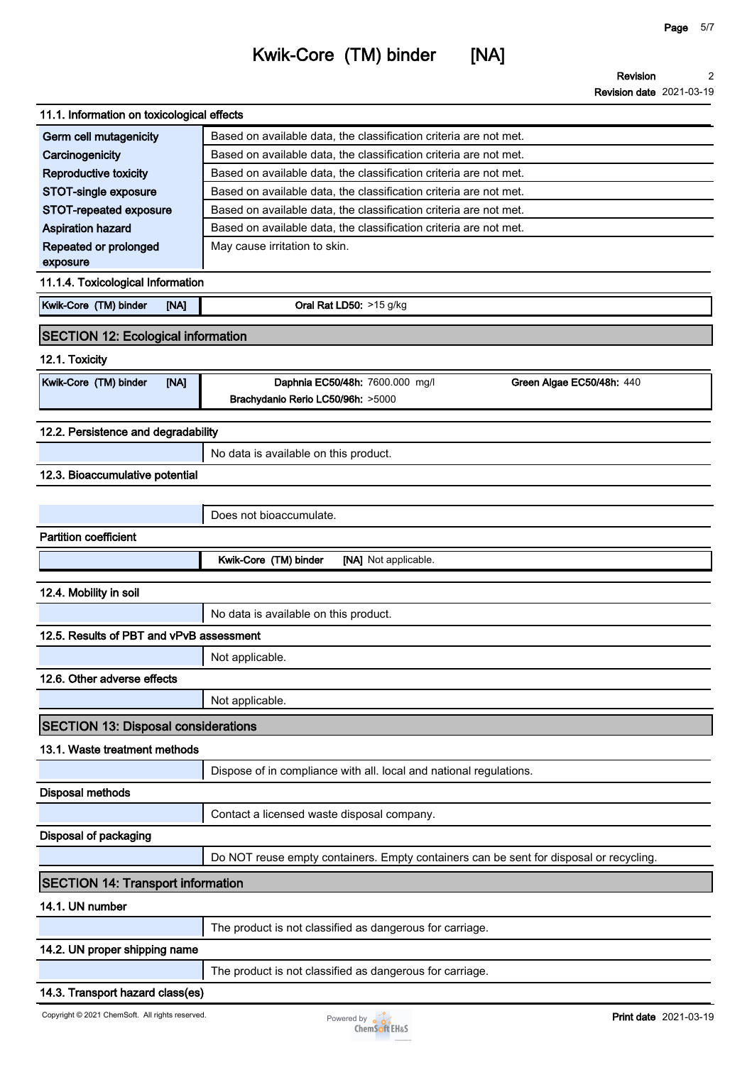### 11.1. Information on toxicological effects

| | |
|---|---|
| Germ cell mutagenicity | Based on available data, the classification criteria are not met. |
| Carcinogenicity | Based on available data, the classification criteria are not met. |
| Reproductive toxicity | Based on available data, the classification criteria are not met. |
| STOT-single exposure | Based on available data, the classification criteria are not met. |
| STOT-repeated exposure | Based on available data, the classification criteria are not met. |
| Aspiration hazard | Based on available data, the classification criteria are not met. |
| Repeated or prolonged exposure | May cause irritation to skin. |

### 11.1.4. Toxicological Information

| | |
|---|---|
| Kwik-Core (TM) binder [NA] | **Oral Rat LD50:** >15 g/kg |

## SECTION 12: Ecological information

### 12.1. Toxicity

| | | |
|---|---|---|
| Kwik-Core (TM) binder [NA] | **Daphnia EC50/48h:** 7600.000 mg/l | **Green Algae EC50/48h:** 440 |
| | **Brachydanio Rerio LC50/96h:** >5000 | |

### 12.2. Persistence and degradability

No data is available on this product.

### 12.3. Bioaccumulative potential

Does not bioaccumulate.

**Partition coefficient**

| | |
|---|---|
| | **Kwik-Core (TM) binder [NA]** Not applicable. |

### 12.4. Mobility in soil

No data is available on this product.

### 12.5. Results of PBT and vPvB assessment

Not applicable.

### 12.6. Other adverse effects

Not applicable.

## SECTION 13: Disposal considerations

### 13.1. Waste treatment methods

Dispose of in compliance with all. local and national regulations.

**Disposal methods**

Contact a licensed waste disposal company.

**Disposal of packaging**

Do NOT reuse empty containers. Empty containers can be sent for disposal or recycling.

## SECTION 14: Transport information

### 14.1. UN number

The product is not classified as dangerous for carriage.

### 14.2. UN proper shipping name

The product is not classified as dangerous for carriage.

### 14.3. Transport hazard class(es)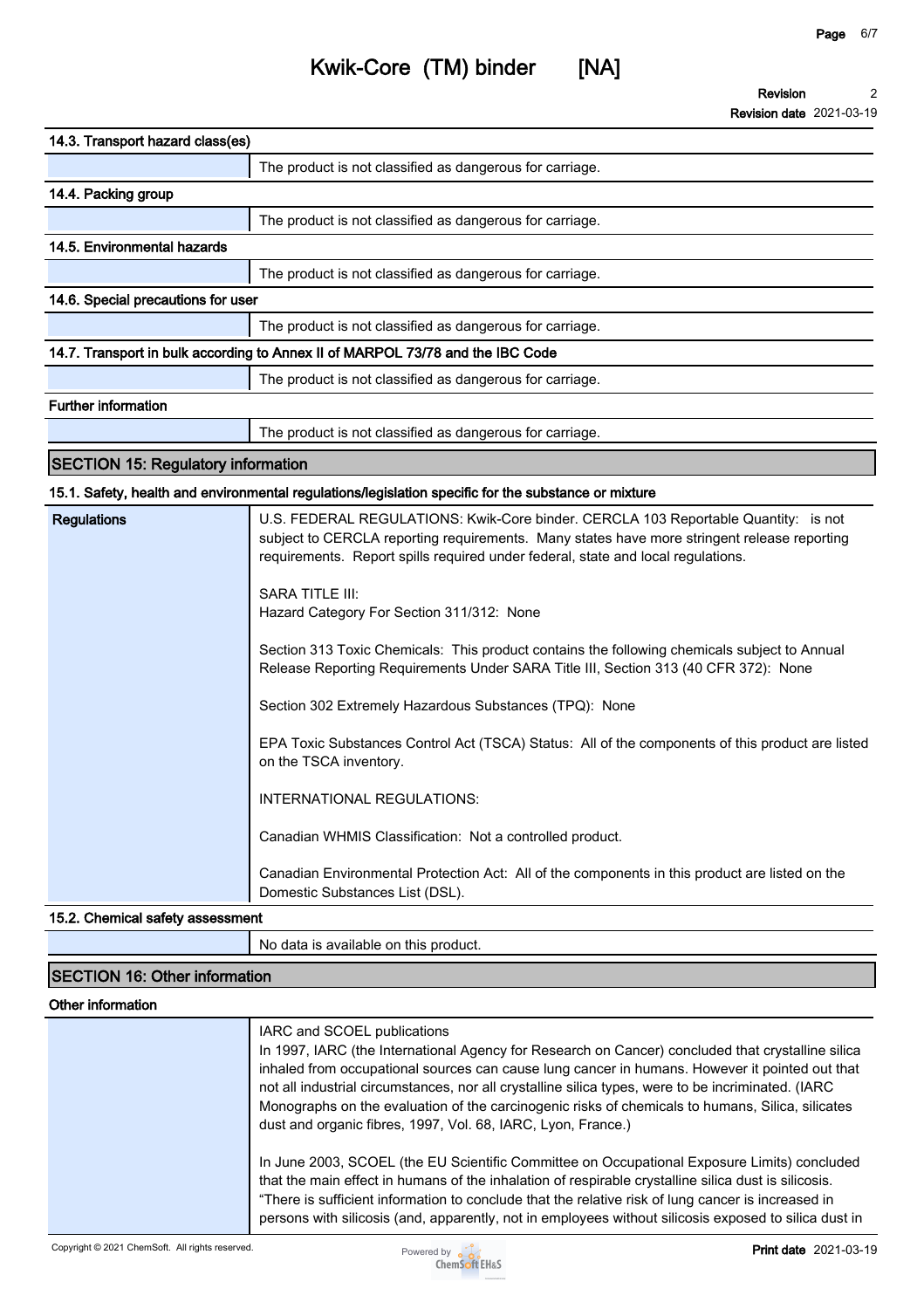### 14.3. Transport hazard class(es)

| | |
|---|---|
| | The product is not classified as dangerous for carriage. |

### 14.4. Packing group

| | |
|---|---|
| | The product is not classified as dangerous for carriage. |

### 14.5. Environmental hazards

| | |
|---|---|
| | The product is not classified as dangerous for carriage. |

### 14.6. Special precautions for user

| | |
|---|---|
| | The product is not classified as dangerous for carriage. |

### 14.7. Transport in bulk according to Annex II of MARPOL 73/78 and the IBC Code

| | |
|---|---|
| | The product is not classified as dangerous for carriage. |

### Further information

| | |
|---|---|
| | The product is not classified as dangerous for carriage. |

## SECTION 15: Regulatory information

### 15.1. Safety, health and environmental regulations/legislation specific for the substance or mixture

**Regulations**

U.S. FEDERAL REGULATIONS: Kwik-Core binder. CERCLA 103 Reportable Quantity: is not subject to CERCLA reporting requirements. Many states have more stringent release reporting requirements. Report spills required under federal, state and local regulations.

SARA TITLE III:
Hazard Category For Section 311/312: None

Section 313 Toxic Chemicals: This product contains the following chemicals subject to Annual Release Reporting Requirements Under SARA Title III, Section 313 (40 CFR 372): None

Section 302 Extremely Hazardous Substances (TPQ): None

EPA Toxic Substances Control Act (TSCA) Status: All of the components of this product are listed on the TSCA inventory.

INTERNATIONAL REGULATIONS:

Canadian WHMIS Classification: Not a controlled product.

Canadian Environmental Protection Act: All of the components in this product are listed on the Domestic Substances List (DSL).

### 15.2. Chemical safety assessment

| | |
|---|---|
| | No data is available on this product. |

## SECTION 16: Other information

### Other information

IARC and SCOEL publications
In 1997, IARC (the International Agency for Research on Cancer) concluded that crystalline silica inhaled from occupational sources can cause lung cancer in humans. However it pointed out that not all industrial circumstances, nor all crystalline silica types, were to be incriminated. (IARC Monographs on the evaluation of the carcinogenic risks of chemicals to humans, Silica, silicates dust and organic fibres, 1997, Vol. 68, IARC, Lyon, France.)

In June 2003, SCOEL (the EU Scientific Committee on Occupational Exposure Limits) concluded that the main effect in humans of the inhalation of respirable crystalline silica dust is silicosis. "There is sufficient information to conclude that the relative risk of lung cancer is increased in persons with silicosis (and, apparently, not in employees without silicosis exposed to silica dust in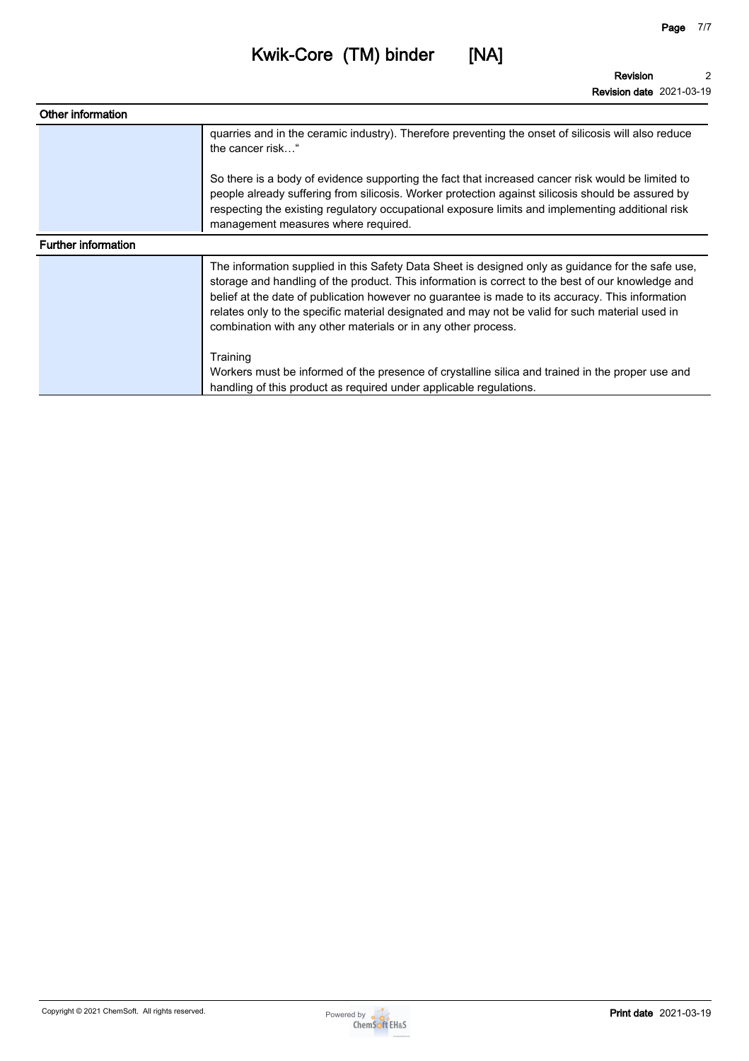## Other information

quarries and in the ceramic industry). Therefore preventing the onset of silicosis will also reduce the cancer risk…"

So there is a body of evidence supporting the fact that increased cancer risk would be limited to people already suffering from silicosis. Worker protection against silicosis should be assured by respecting the existing regulatory occupational exposure limits and implementing additional risk management measures where required.

## Further information

The information supplied in this Safety Data Sheet is designed only as guidance for the safe use, storage and handling of the product. This information is correct to the best of our knowledge and belief at the date of publication however no guarantee is made to its accuracy. This information relates only to the specific material designated and may not be valid for such material used in combination with any other materials or in any other process.

Training
Workers must be informed of the presence of crystalline silica and trained in the proper use and handling of this product as required under applicable regulations.